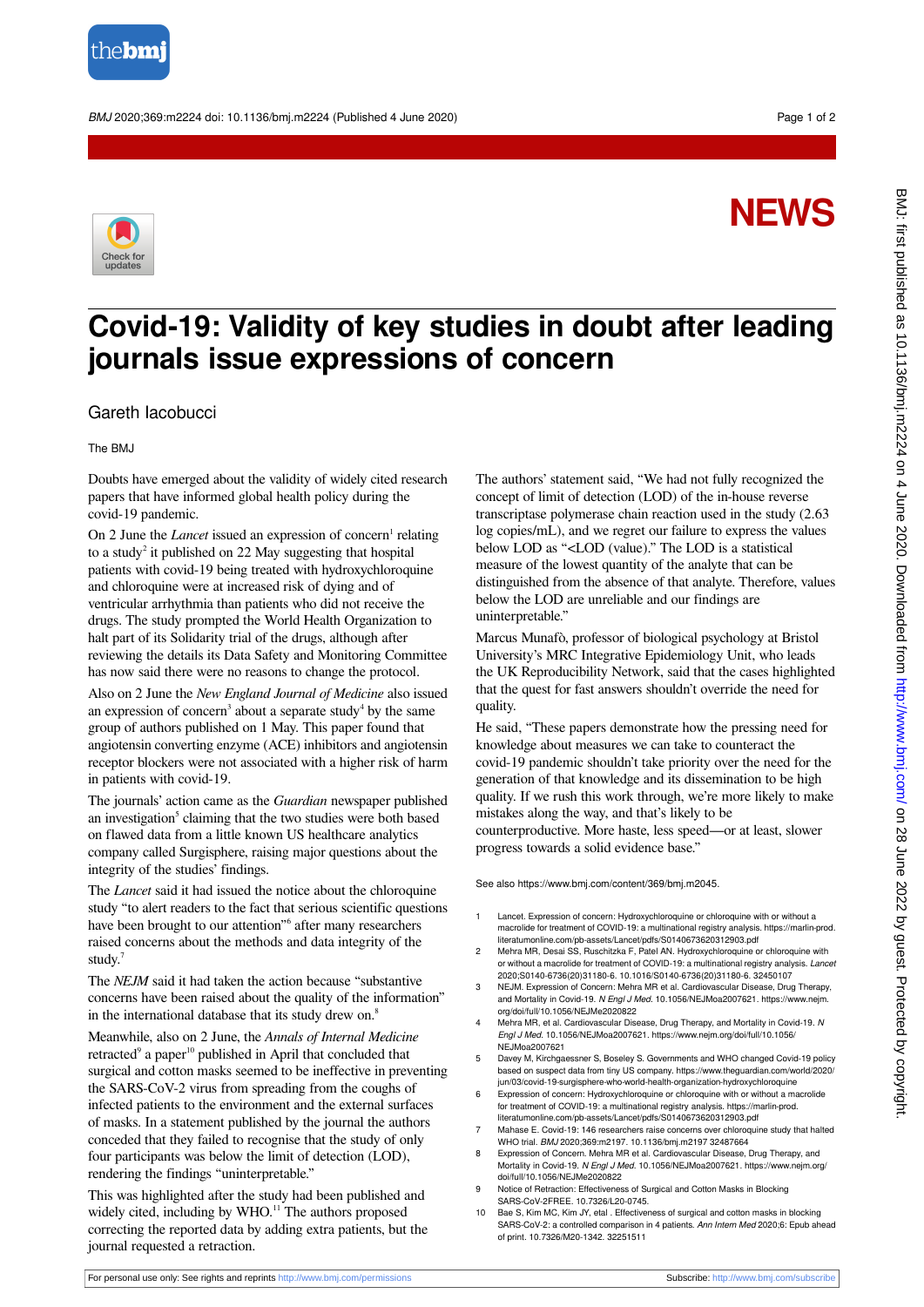# NEWS

# Covid-19: Validity of key studies in doubt after leading journals issue expressions of concern

Gareth Iacobucci

The BMJ

Doubts have emerged about the validity of widely cited research papers that have informed global health policy during the covid-19 pandemic.

On 2 June the *Lancet* issued an expression of concern[1] relating to a study[2] it published on 22 May suggesting that hospital patients with covid-19 being treated with hydroxychloroquine and chloroquine were at increased risk of dying and of ventricular arrhythmia than patients who did not receive the drugs. The study prompted the World Health Organization to halt part of its Solidarity trial of the drugs, although after reviewing the details its Data Safety and Monitoring Committee has now said there were no reasons to change the protocol.

Also on 2 June the *New England Journal of Medicine* also issued an expression of concern[3] about a separate study[4] by the same group of authors published on 1 May. This paper found that angiotensin converting enzyme (ACE) inhibitors and angiotensin receptor blockers were not associated with a higher risk of harm in patients with covid-19.

The journals' action came as the *Guardian* newspaper published an investigation[5] claiming that the two studies were both based on flawed data from a little known US healthcare analytics company called Surgisphere, raising major questions about the integrity of the studies' findings.

The *Lancet* said it had issued the notice about the chloroquine study "to alert readers to the fact that serious scientific questions have been brought to our attention"[6] after many researchers raised concerns about the methods and data integrity of the study.[7]

The *NEJM* said it had taken the action because "substantive concerns have been raised about the quality of the information" in the international database that its study drew on.[8]

Meanwhile, also on 2 June, the *Annals of Internal Medicine* retracted[9] a paper[10] published in April that concluded that surgical and cotton masks seemed to be ineffective in preventing the SARS-CoV-2 virus from spreading from the coughs of infected patients to the environment and the external surfaces of masks. In a statement published by the journal the authors conceded that they failed to recognise that the study of only four participants was below the limit of detection (LOD), rendering the findings "uninterpretable."

This was highlighted after the study had been published and widely cited, including by WHO.[11] The authors proposed correcting the reported data by adding extra patients, but the journal requested a retraction.

The authors' statement said, "We had not fully recognized the concept of limit of detection (LOD) of the in-house reverse transcriptase polymerase chain reaction used in the study (2.63 log copies/mL), and we regret our failure to express the values below LOD as "<LOD (value)." The LOD is a statistical measure of the lowest quantity of the analyte that can be distinguished from the absence of that analyte. Therefore, values below the LOD are unreliable and our findings are uninterpretable."

Marcus Munafò, professor of biological psychology at Bristol University's MRC Integrative Epidemiology Unit, who leads the UK Reproducibility Network, said that the cases highlighted that the quest for fast answers shouldn't override the need for quality.

He said, "These papers demonstrate how the pressing need for knowledge about measures we can take to counteract the covid-19 pandemic shouldn't take priority over the need for the generation of that knowledge and its dissemination to be high quality. If we rush this work through, we're more likely to make mistakes along the way, and that's likely to be counterproductive. More haste, less speed—or at least, slower progress towards a solid evidence base."

See also https://www.bmj.com/content/369/bmj.m2045.

1. Lancet. Expression of concern: Hydroxychloroquine or chloroquine with or without a macrolide for treatment of COVID-19: a multinational registry analysis. https://marlin-prod.literatumonline.com/pb-assets/Lancet/pdfs/S0140673620312903.pdf
2. Mehra MR, Desai SS, Ruschitzka F, Patel AN. Hydroxychloroquine or chloroquine with or without a macrolide for treatment of COVID-19: a multinational registry analysis. *Lancet* 2020;S0140-6736(20)31180-6. 10.1016/S0140-6736(20)31180-6. 32450107
3. NEJM. Expression of Concern: Mehra MR et al. Cardiovascular Disease, Drug Therapy, and Mortality in Covid-19. *N Engl J Med.* 10.1056/NEJMoa2007621. https://www.nejm.org/doi/full/10.1056/NEJMe2020822
4. Mehra MR, et al. Cardiovascular Disease, Drug Therapy, and Mortality in Covid-19. *N Engl J Med.* 10.1056/NEJMoa2007621. https://www.nejm.org/doi/full/10.1056/NEJMoa2007621
5. Davey M, Kirchgaessner S, Boseley S. Governments and WHO changed Covid-19 policy based on suspect data from tiny US company. https://www.theguardian.com/world/2020/jun/03/covid-19-surgisphere-who-world-health-organization-hydroxychloroquine
6. Expression of concern: Hydroxychloroquine or chloroquine with or without a macrolide for treatment of COVID-19: a multinational registry analysis. https://marlin-prod.literatumonline.com/pb-assets/Lancet/pdfs/S0140673620312903.pdf
7. Mahase E. Covid-19: 146 researchers raise concerns over chloroquine study that halted WHO trial. *BMJ* 2020;369:m2197. 10.1136/bmj.m2197 32487664
8. Expression of Concern. Mehra MR et al. Cardiovascular Disease, Drug Therapy, and Mortality in Covid-19. *N Engl J Med.* 10.1056/NEJMoa2007621. https://www.nejm.org/doi/full/10.1056/NEJMe2020822
9. Notice of Retraction: Effectiveness of Surgical and Cotton Masks in Blocking SARS-CoV-2FREE. 10.7326/L20-0745.
10. Bae S, Kim MC, Kim JY, etal . Effectiveness of surgical and cotton masks in blocking SARS-CoV-2: a controlled comparison in 4 patients. *Ann Intern Med* 2020;6: Epub ahead of print. 10.7326/M20-1342. 32251511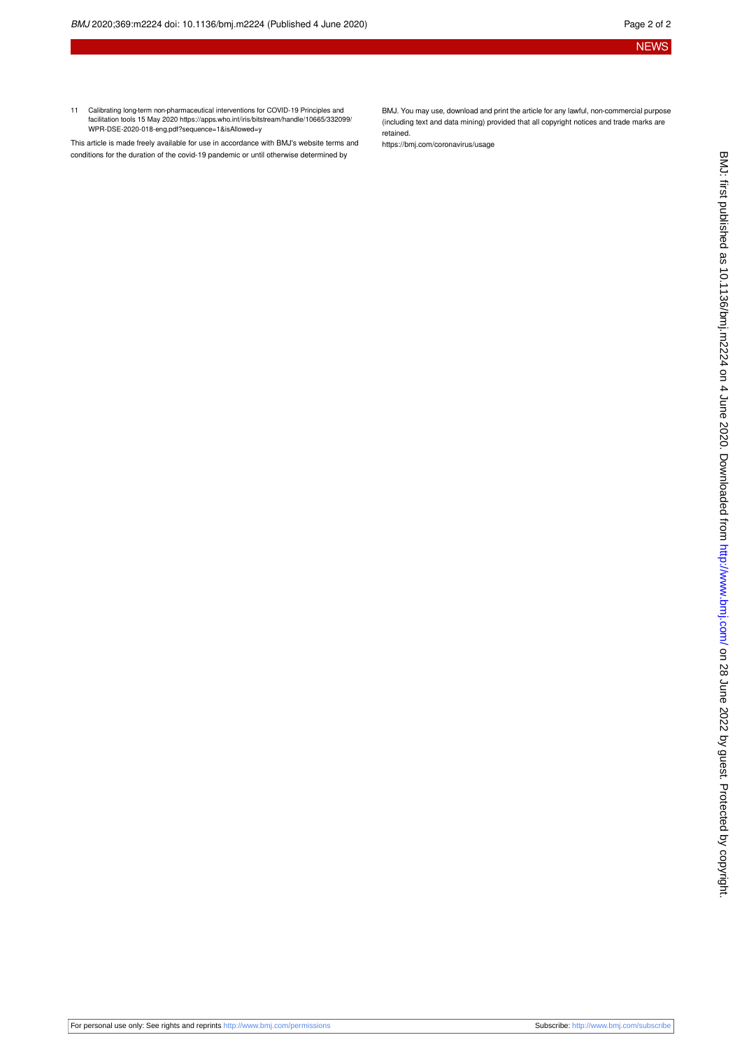11 Calibrating long-term non-pharmaceutical interventions for COVID-19 Principles and facilitation tools 15 May 2020 https://apps.who.int/iris/bitstream/handle/10665/332099/WPR-DSE-2020-018-eng.pdf?sequence=1&isAllowed=y

This article is made freely available for use in accordance with BMJ's website terms and conditions for the duration of the covid-19 pandemic or until otherwise determined by BMJ. You may use, download and print the article for any lawful, non-commercial purpose (including text and data mining) provided that all copyright notices and trade marks are retained.

https://bmj.com/coronavirus/usage